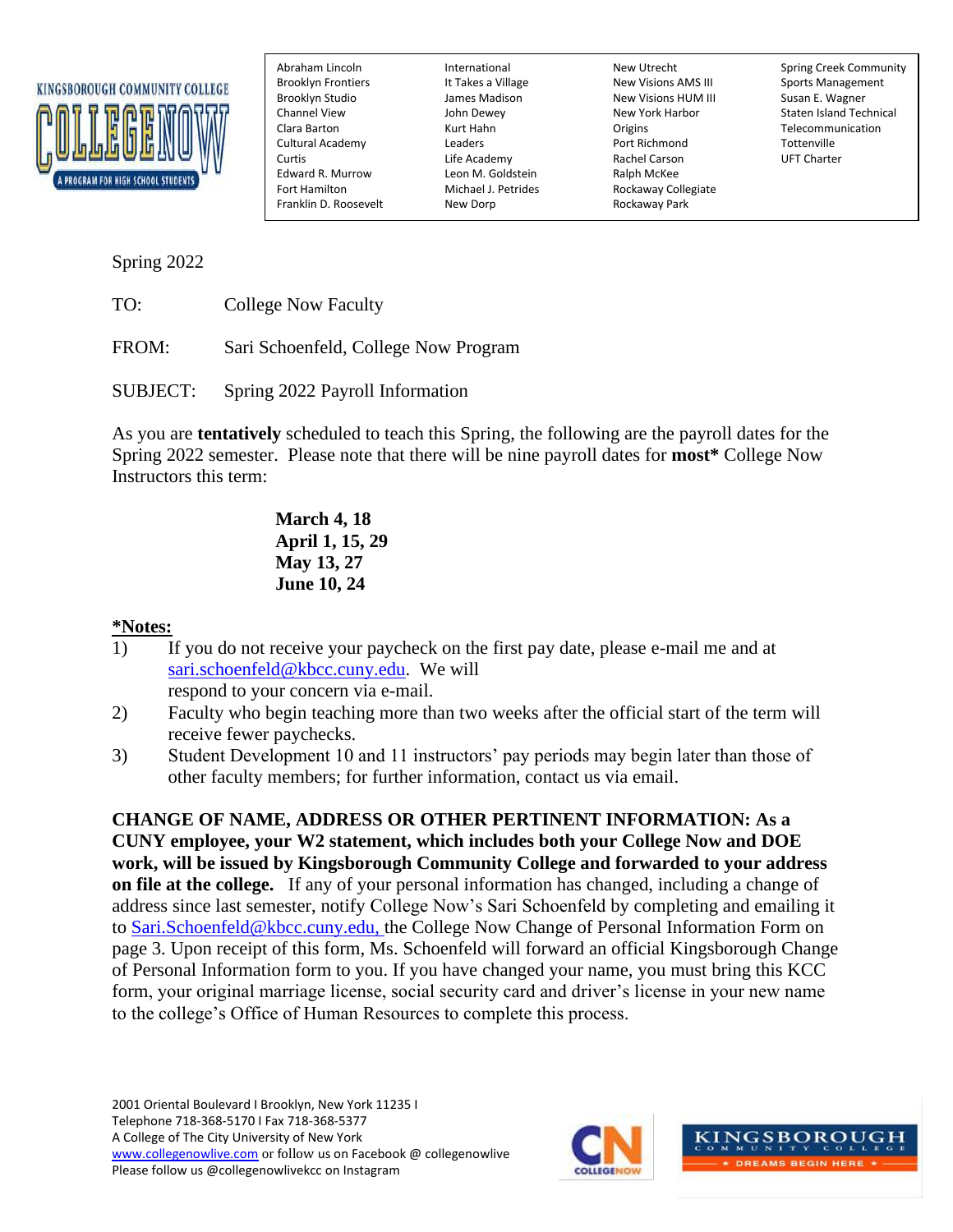KINGSBOROUGH COMMUNITY COLLEGE

COLLEGE NOW

A PROGRAM FOR HIGH SCHOOL STUDENTS

| | | | |
|---|---|---|---|
| Abraham Lincoln | International | New Utrecht | Spring Creek Community |
| Brooklyn Frontiers | It Takes a Village | New Visions AMS III | Sports Management |
| Brooklyn Studio | James Madison | New Visions HUM III | Susan E. Wagner |
| Channel View | John Dewey | New York Harbor | Staten Island Technical |
| Clara Barton | Kurt Hahn | Origins | Telecommunication |
| Cultural Academy | Leaders | Port Richmond | Tottenville |
| Curtis | Life Academy | Rachel Carson | UFT Charter |
| Edward R. Murrow | Leon M. Goldstein | Ralph McKee | |
| Fort Hamilton | Michael J. Petrides | Rockaway Collegiate | |
| Franklin D. Roosevelt | New Dorp | Rockaway Park | |

Spring 2022

TO: College Now Faculty

FROM: Sari Schoenfeld, College Now Program

SUBJECT: Spring 2022 Payroll Information

As you are **tentatively** scheduled to teach this Spring, the following are the payroll dates for the Spring 2022 semester. Please note that there will be nine payroll dates for **most*** College Now Instructors this term:

**March 4, 18**
**April 1, 15, 29**
**May 13, 27**
**June 10, 24**

***Notes:**

1) If you do not receive your paycheck on the first pay date, please e-mail me and at sari.schoenfeld@kbcc.cuny.edu. We will respond to your concern via e-mail.
2) Faculty who begin teaching more than two weeks after the official start of the term will receive fewer paychecks.
3) Student Development 10 and 11 instructors' pay periods may begin later than those of other faculty members; for further information, contact us via email.

**CHANGE OF NAME, ADDRESS OR OTHER PERTINENT INFORMATION: As a CUNY employee, your W2 statement, which includes both your College Now and DOE work, will be issued by Kingsborough Community College and forwarded to your address on file at the college.** If any of your personal information has changed, including a change of address since last semester, notify College Now's Sari Schoenfeld by completing and emailing it to Sari.Schoenfeld@kbcc.cuny.edu, the College Now Change of Personal Information Form on page 3. Upon receipt of this form, Ms. Schoenfeld will forward an official Kingsborough Change of Personal Information form to you. If you have changed your name, you must bring this KCC form, your original marriage license, social security card and driver's license in your new name to the college's Office of Human Resources to complete this process.

2001 Oriental Boulevard I Brooklyn, New York 11235 I
Telephone 718-368-5170 I Fax 718-368-5377
A College of The City University of New York
www.collegenowlive.com or follow us on Facebook @ collegenowlive
Please follow us @collegenowlivekcc on Instagram

CN COLLEGENOW

KINGSBOROUGH COMMUNITY COLLEGE ★ DREAMS BEGIN HERE ★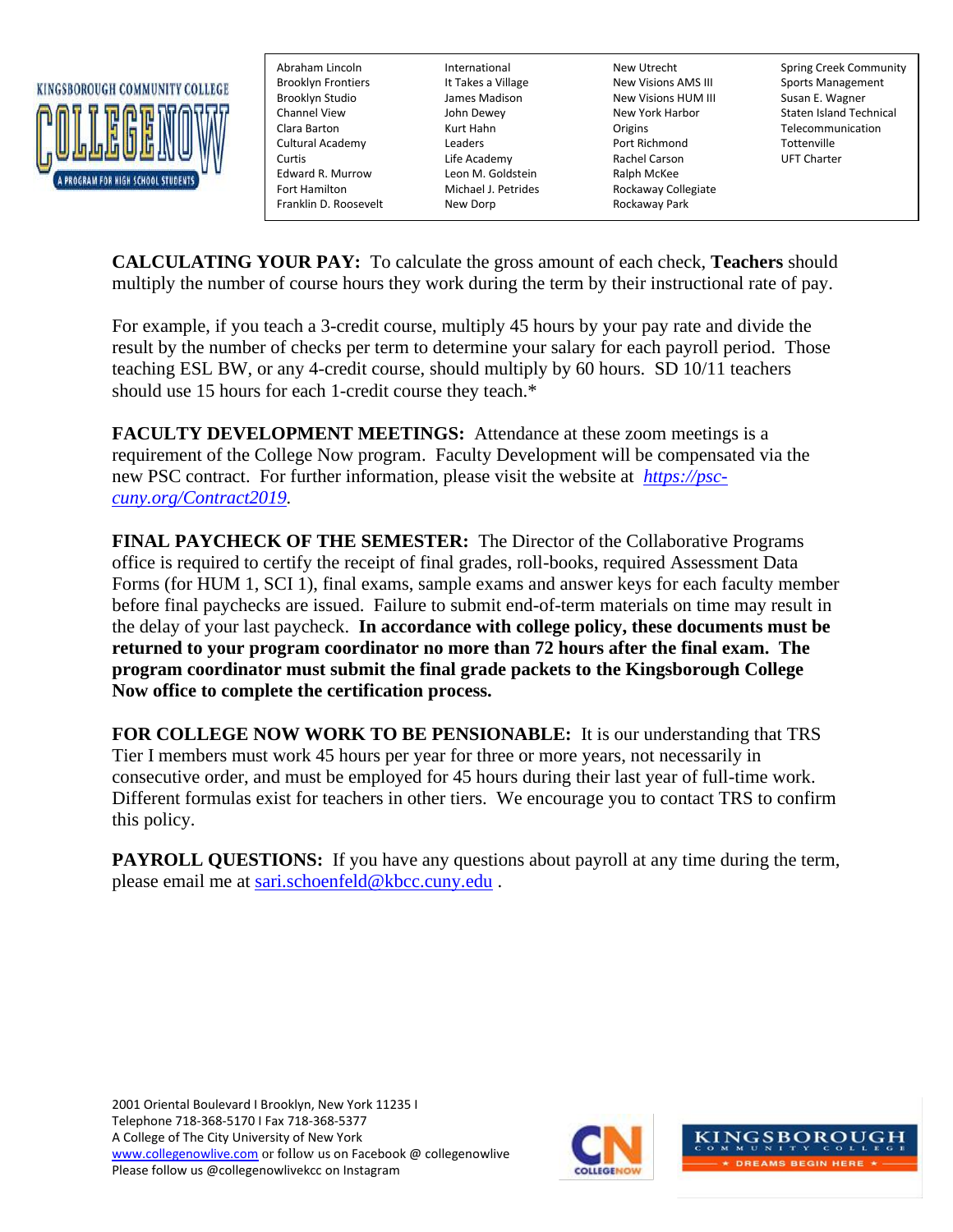| Abraham Lincoln | International | New Utrecht | Spring Creek Community |
|---|---|---|---|
| Brooklyn Frontiers | It Takes a Village | New Visions AMS III | Sports Management |
| Brooklyn Studio | James Madison | New Visions HUM III | Susan E. Wagner |
| Channel View | John Dewey | New York Harbor | Staten Island Technical |
| Clara Barton | Kurt Hahn | Origins | Telecommunication |
| Cultural Academy | Leaders | Port Richmond | Tottenville |
| Curtis | Life Academy | Rachel Carson | UFT Charter |
| Edward R. Murrow | Leon M. Goldstein | Ralph McKee | |
| Fort Hamilton | Michael J. Petrides | Rockaway Collegiate | |
| Franklin D. Roosevelt | New Dorp | Rockaway Park | |

**CALCULATING YOUR PAY:** To calculate the gross amount of each check, **Teachers** should multiply the number of course hours they work during the term by their instructional rate of pay.

For example, if you teach a 3-credit course, multiply 45 hours by your pay rate and divide the result by the number of checks per term to determine your salary for each payroll period. Those teaching ESL BW, or any 4-credit course, should multiply by 60 hours. SD 10/11 teachers should use 15 hours for each 1-credit course they teach.*

**FACULTY DEVELOPMENT MEETINGS:** Attendance at these zoom meetings is a requirement of the College Now program. Faculty Development will be compensated via the new PSC contract. For further information, please visit the website at *https://psc-cuny.org/Contract2019*.

**FINAL PAYCHECK OF THE SEMESTER:** The Director of the Collaborative Programs office is required to certify the receipt of final grades, roll-books, required Assessment Data Forms (for HUM 1, SCI 1), final exams, sample exams and answer keys for each faculty member before final paychecks are issued. Failure to submit end-of-term materials on time may result in the delay of your last paycheck. **In accordance with college policy, these documents must be returned to your program coordinator no more than 72 hours after the final exam. The program coordinator must submit the final grade packets to the Kingsborough College Now office to complete the certification process.**

**FOR COLLEGE NOW WORK TO BE PENSIONABLE:** It is our understanding that TRS Tier I members must work 45 hours per year for three or more years, not necessarily in consecutive order, and must be employed for 45 hours during their last year of full-time work. Different formulas exist for teachers in other tiers. We encourage you to contact TRS to confirm this policy.

**PAYROLL QUESTIONS:** If you have any questions about payroll at any time during the term, please email me at sari.schoenfeld@kbcc.cuny.edu .

2001 Oriental Boulevard I Brooklyn, New York 11235 I
Telephone 718-368-5170 I Fax 718-368-5377
A College of The City University of New York
www.collegenowlive.com or follow us on Facebook @ collegenowlive
Please follow us @collegenowlivekcc on Instagram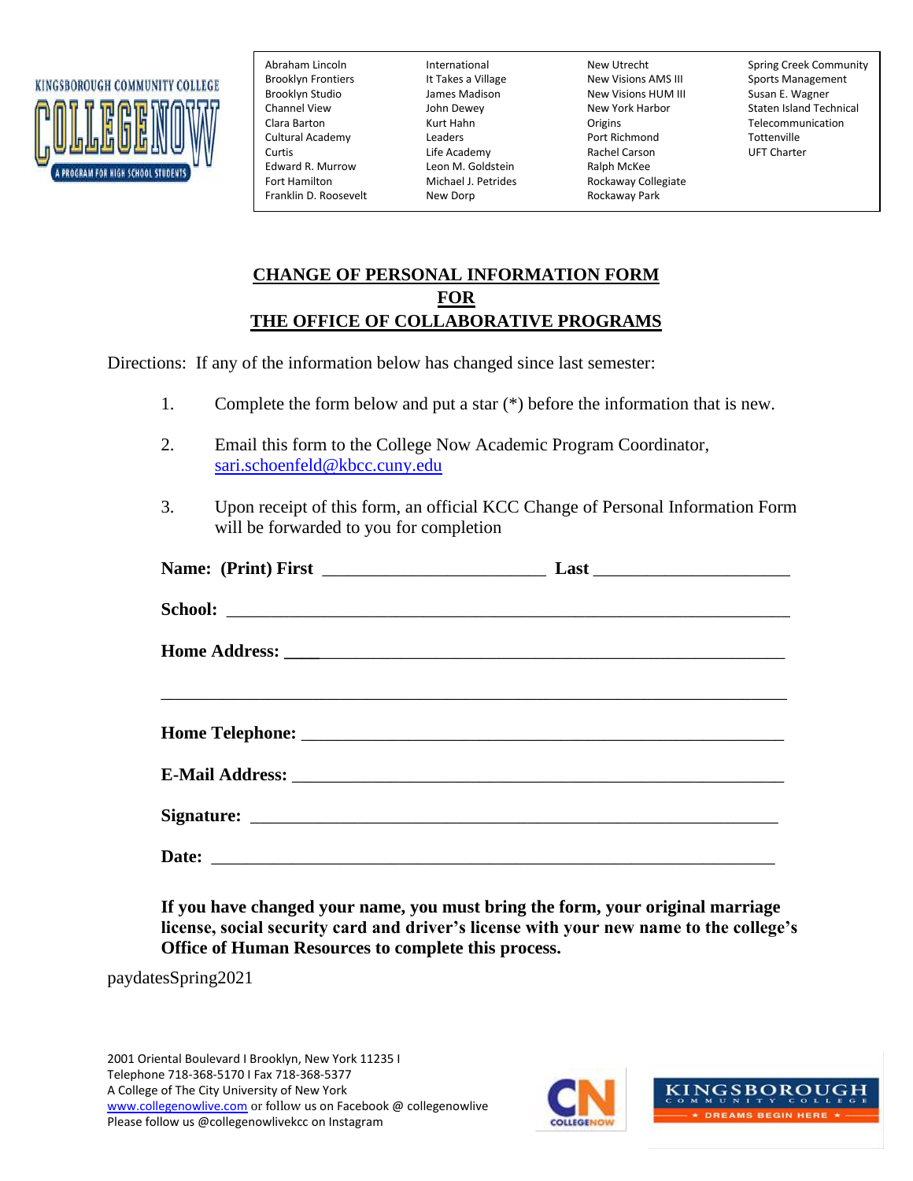KINGSBOROUGH COMMUNITY COLLEGE
COLLEGE NOW
A PROGRAM FOR HIGH SCHOOL STUDENTS

| | | | |
|---|---|---|---|
| Abraham Lincoln | International | New Utrecht | Spring Creek Community |
| Brooklyn Frontiers | It Takes a Village | New Visions AMS III | Sports Management |
| Brooklyn Studio | James Madison | New Visions HUM III | Susan E. Wagner |
| Channel View | John Dewey | New York Harbor | Staten Island Technical |
| Clara Barton | Kurt Hahn | Origins | Telecommunication |
| Cultural Academy | Leaders | Port Richmond | Tottenville |
| Curtis | Life Academy | Rachel Carson | UFT Charter |
| Edward R. Murrow | Leon M. Goldstein | Ralph McKee | |
| Fort Hamilton | Michael J. Petrides | Rockaway Collegiate | |
| Franklin D. Roosevelt | New Dorp | Rockaway Park | |

# CHANGE OF PERSONAL INFORMATION FORM FOR THE OFFICE OF COLLABORATIVE PROGRAMS

Directions: If any of the information below has changed since last semester:

1. Complete the form below and put a star (*) before the information that is new.

2. Email this form to the College Now Academic Program Coordinator, sari.schoenfeld@kbcc.cuny.edu

3. Upon receipt of this form, an official KCC Change of Personal Information Form will be forwarded to you for completion

**Name: (Print) First** _________________________ **Last** _____________________

**School:** ________________________________________________________________

**Home Address:** ________________________________________________________

__________________________________________________________________________

**Home Telephone:** ______________________________________________________

**E-Mail Address:** _______________________________________________________

**Signature:** ____________________________________________________________

**Date:** ________________________________________________________________

**If you have changed your name, you must bring the form, your original marriage license, social security card and driver's license with your new name to the college's Office of Human Resources to complete this process.**

paydatesSpring2021

2001 Oriental Boulevard I Brooklyn, New York 11235 I
Telephone 718-368-5170 I Fax 718-368-5377
A College of The City University of New York
www.collegenowlive.com or follow us on Facebook @ collegenowlive
Please follow us @collegenowlivekcc on Instagram

CN COLLEGENOW

KINGSBOROUGH COMMUNITY COLLEGE ★ DREAMS BEGIN HERE ★